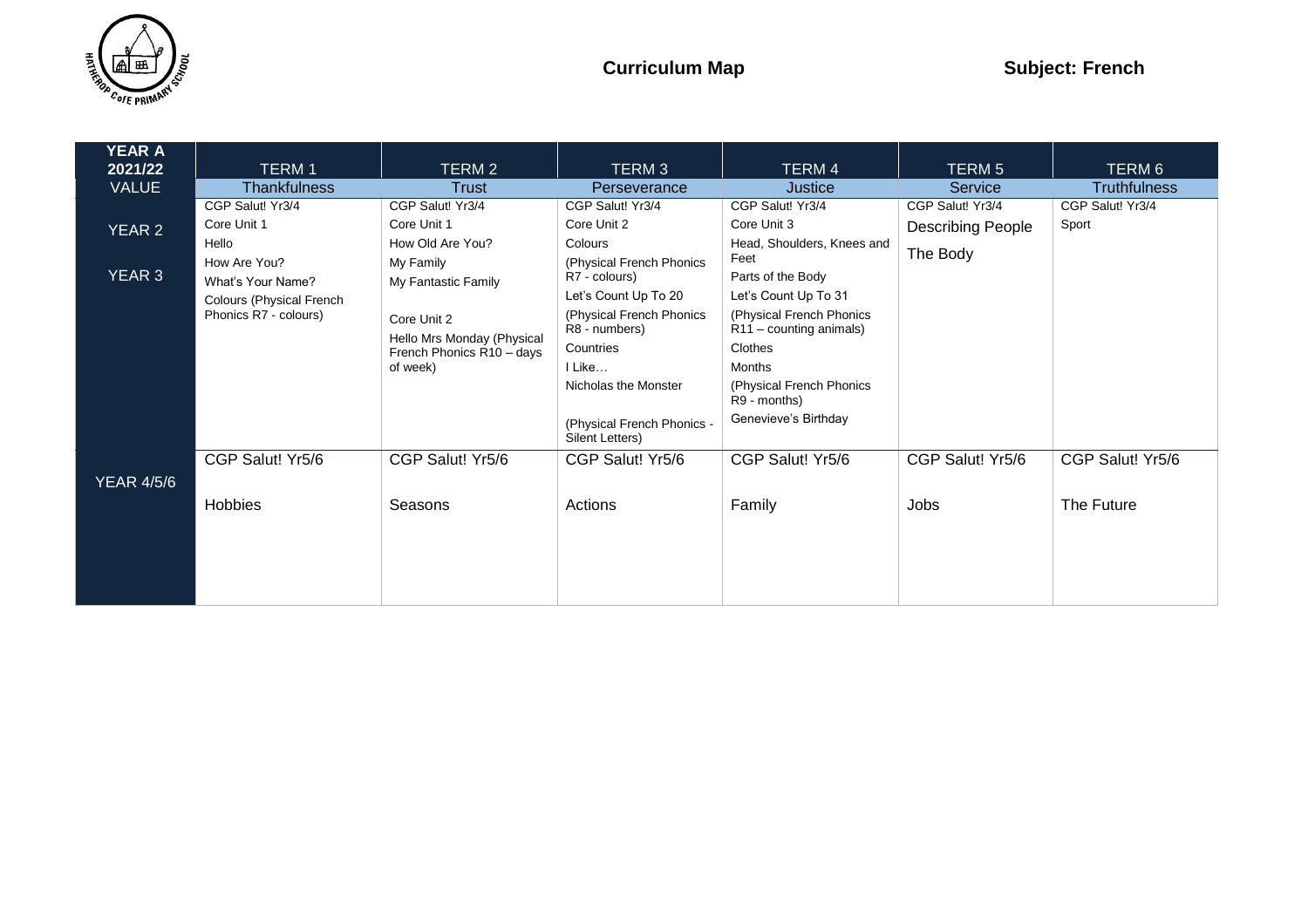**Curriculum Map** **Subject: French**

| YEAR A 2021/22 | TERM 1 | TERM 2 | TERM 3 | TERM 4 | TERM 5 | TERM 6 |
|---|---|---|---|---|---|---|
| VALUE | Thankfulness | Trust | Perseverance | Justice | Service | Truthfulness |
| YEAR 2<br><br>YEAR 3 | CGP Salut! Yr3/4<br>Core Unit 1<br>Hello<br>How Are You?<br>What's Your Name?<br>Colours (Physical French Phonics R7 - colours) | CGP Salut! Yr3/4<br>Core Unit 1<br>How Old Are You?<br>My Family<br>My Fantastic Family<br><br>Core Unit 2<br>Hello Mrs Monday (Physical French Phonics R10 – days of week) | CGP Salut! Yr3/4<br>Core Unit 2<br>Colours<br>(Physical French Phonics R7 - colours)<br>Let's Count Up To 20<br>(Physical French Phonics R8 - numbers)<br>Countries<br>I Like…<br>Nicholas the Monster<br><br>(Physical French Phonics - Silent Letters) | CGP Salut! Yr3/4<br>Core Unit 3<br>Head, Shoulders, Knees and Feet<br>Parts of the Body<br>Let's Count Up To 31<br>(Physical French Phonics R11 – counting animals)<br>Clothes<br>Months<br>(Physical French Phonics R9 - months)<br>Genevieve's Birthday | CGP Salut! Yr3/4<br>Describing People<br>The Body | CGP Salut! Yr3/4<br>Sport |
| YEAR 4/5/6 | CGP Salut! Yr5/6<br><br>Hobbies | CGP Salut! Yr5/6<br><br>Seasons | CGP Salut! Yr5/6<br><br>Actions | CGP Salut! Yr5/6<br><br>Family | CGP Salut! Yr5/6<br><br>Jobs | CGP Salut! Yr5/6<br><br>The Future |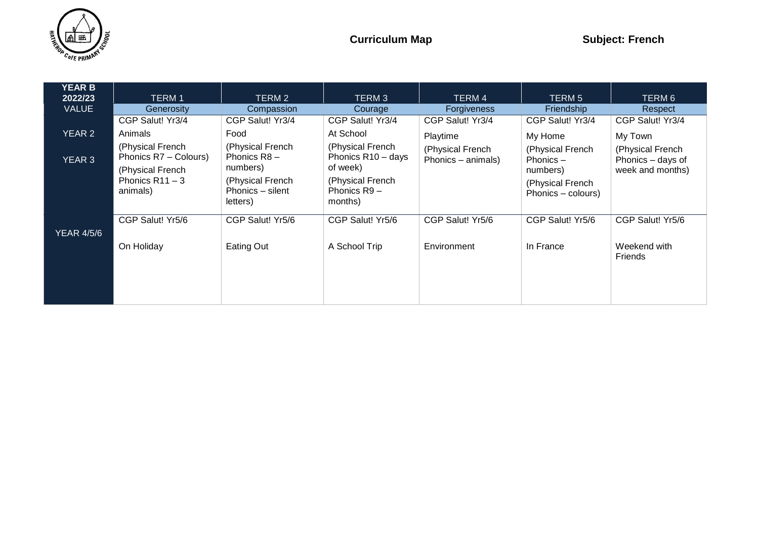**Curriculum Map** **Subject: French**

| YEAR B 2022/23 | TERM 1 | TERM 2 | TERM 3 | TERM 4 | TERM 5 | TERM 6 |
|---|---|---|---|---|---|---|
| VALUE | Generosity | Compassion | Courage | Forgiveness | Friendship | Respect |
| YEAR 2<br><br>YEAR 3 | CGP Salut! Yr3/4<br>Animals<br>(Physical French Phonics R7 – Colours)<br>(Physical French Phonics R11 – 3 animals) | CGP Salut! Yr3/4<br>Food<br>(Physical French Phonics R8 – numbers)<br>(Physical French Phonics – silent letters) | CGP Salut! Yr3/4<br>At School<br>(Physical French Phonics R10 – days of week)<br>(Physical French Phonics R9 – months) | CGP Salut! Yr3/4<br>Playtime<br>(Physical French Phonics – animals) | CGP Salut! Yr3/4<br>My Home<br>(Physical French Phonics – numbers)<br>(Physical French Phonics – colours) | CGP Salut! Yr3/4<br>My Town<br>(Physical French Phonics – days of week and months) |
| YEAR 4/5/6 | CGP Salut! Yr5/6<br>On Holiday | CGP Salut! Yr5/6<br>Eating Out | CGP Salut! Yr5/6<br>A School Trip | CGP Salut! Yr5/6<br>Environment | CGP Salut! Yr5/6<br>In France | CGP Salut! Yr5/6<br>Weekend with Friends |